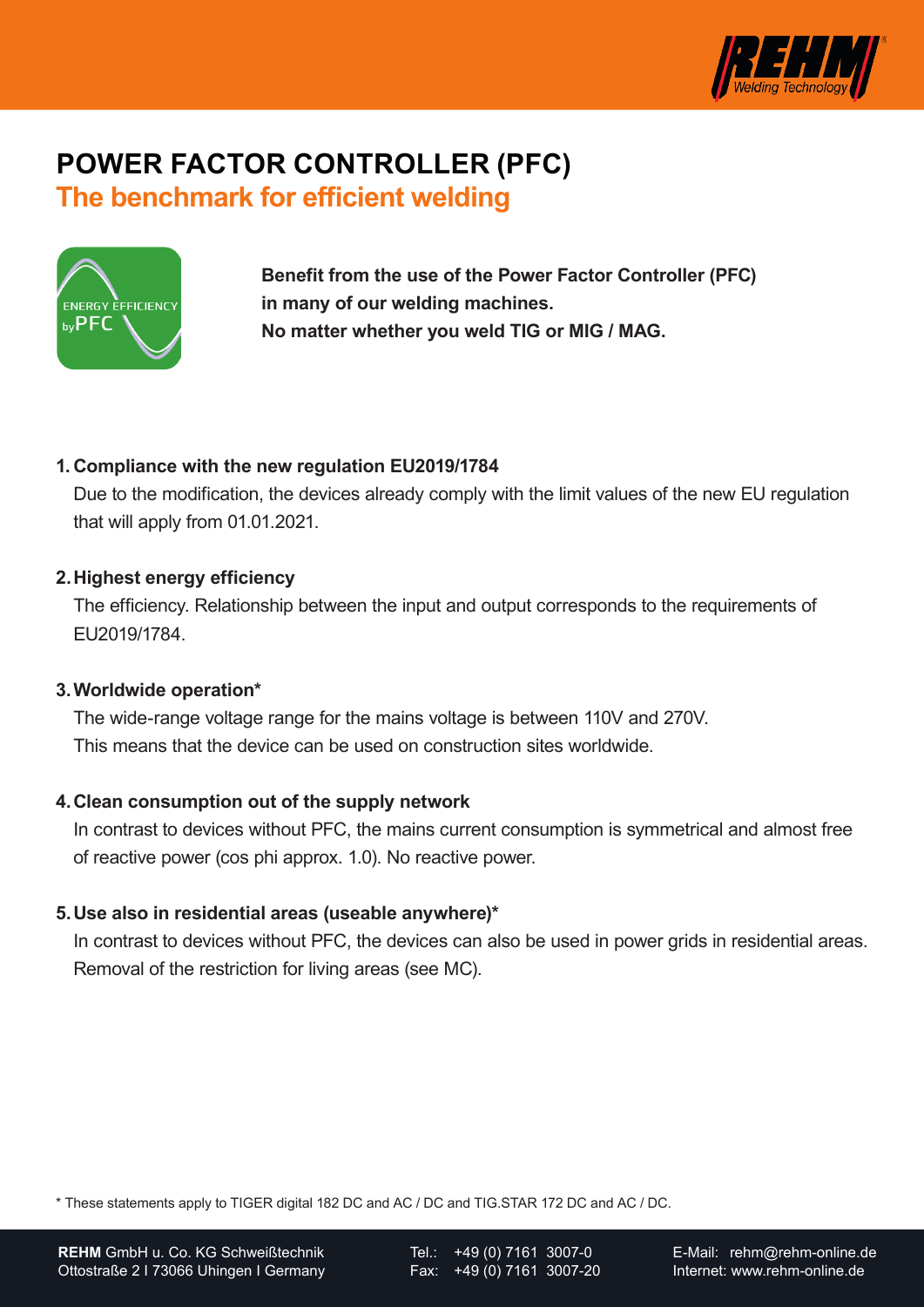# POWER FACTOR CONTROLLER (PFC)

## The benchmark for efficient welding

ENERGY EFFICIENCY byPFC

**Benefit from the use of the Power Factor Controller (PFC) in many of our welding machines. No matter whether you weld TIG or MIG / MAG.**

1. **Compliance with the new regulation EU2019/1784**
   Due to the modification, the devices already comply with the limit values of the new EU regulation that will apply from 01.01.2021.

2. **Highest energy efficiency**
   The efficiency. Relationship between the input and output corresponds to the requirements of EU2019/1784.

3. **Worldwide operation***
   The wide-range voltage range for the mains voltage is between 110V and 270V.
   This means that the device can be used on construction sites worldwide.

4. **Clean consumption out of the supply network**
   In contrast to devices without PFC, the mains current consumption is symmetrical and almost free of reactive power (cos phi approx. 1.0). No reactive power.

5. **Use also in residential areas (useable anywhere)***
   In contrast to devices without PFC, the devices can also be used in power grids in residential areas. Removal of the restriction for living areas (see MC).

* These statements apply to TIGER digital 182 DC and AC / DC and TIG.STAR 172 DC and AC / DC.

**REHM** GmbH u. Co. KG Schweißtechnik
Ottostraße 2 I 73066 Uhingen I Germany

Tel.: +49 (0) 7161 3007-0
Fax: +49 (0) 7161 3007-20

E-Mail: rehm@rehm-online.de
Internet: www.rehm-online.de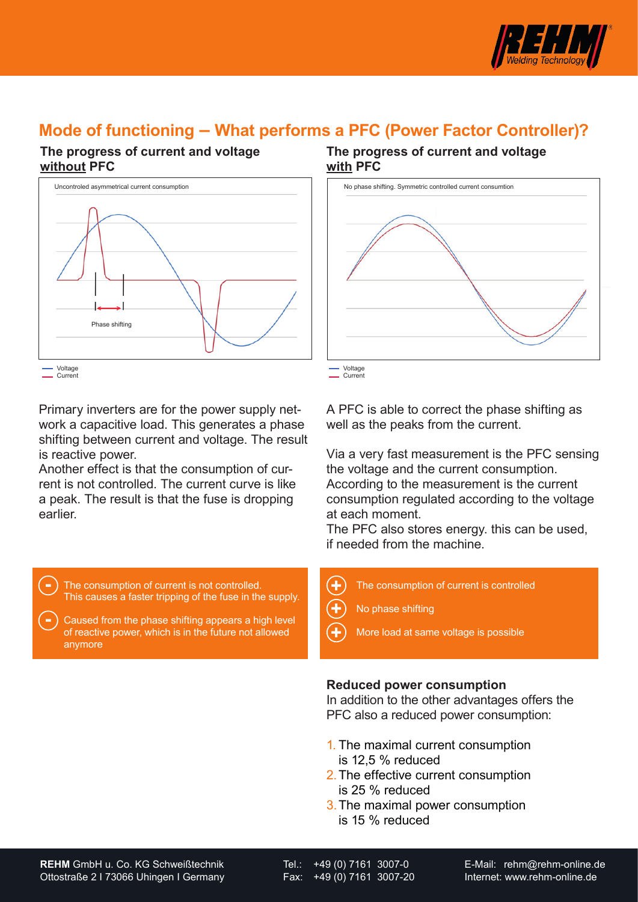## Mode of functioning – What performs a PFC (Power Factor Controller)?

**The progress of current and voltage without PFC**

Uncontroled asymmetrical current consumption

Phase shifting

Voltage
Current

**The progress of current and voltage with PFC**

No phase shifting. Symmetric controlled current consumtion

Voltage
Current

Primary inverters are for the power supply network a capacitive load. This generates a phase shifting between current and voltage. The result is reactive power.
Another effect is that the consumption of current is not controlled. The current curve is like a peak. The result is that the fuse is dropping earlier.

- The consumption of current is not controlled. This causes a faster tripping of the fuse in the supply.
- Caused from the phase shifting appears a high level of reactive power, which is in the future not allowed anymore

A PFC is able to correct the phase shifting as well as the peaks from the current.

Via a very fast measurement is the PFC sensing the voltage and the current consumption. According to the measurement is the current consumption regulated according to the voltage at each moment.
The PFC also stores energy. this can be used, if needed from the machine.

+ The consumption of current is controlled
+ No phase shifting
+ More load at same voltage is possible

**Reduced power consumption**

In addition to the other advantages offers the PFC also a reduced power consumption:

1. The maximal current consumption is 12,5 % reduced
2. The effective current consumption is 25 % reduced
3. The maximal power consumption is 15 % reduced

**REHM** GmbH u. Co. KG Schweißtechnik
Ottostraße 2 I 73066 Uhingen I Germany

Tel.: +49 (0) 7161 3007-0
Fax: +49 (0) 7161 3007-20

E-Mail: rehm@rehm-online.de
Internet: www.rehm-online.de